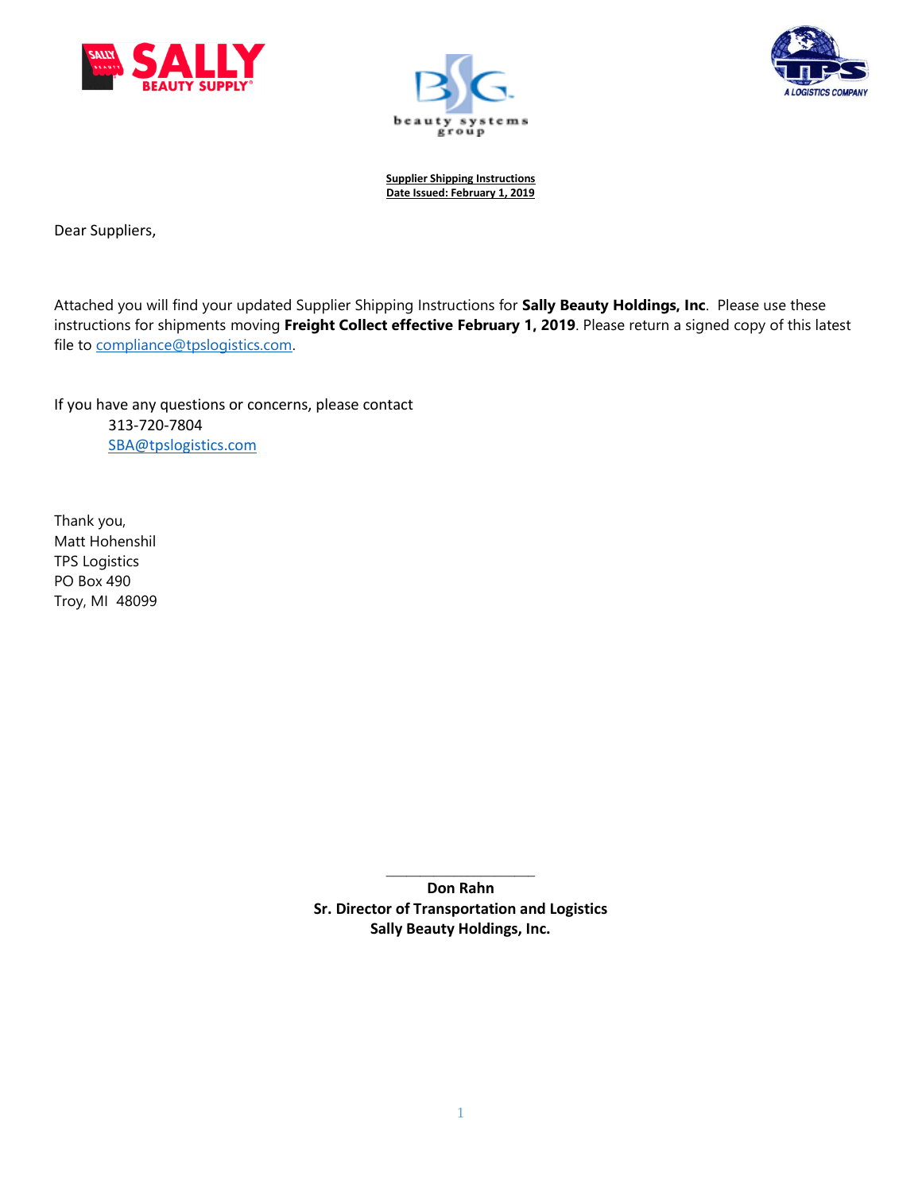**Supplier Shipping Instructions**
**Date Issued: February 1, 2019**

Dear Suppliers,

Attached you will find your updated Supplier Shipping Instructions for **Sally Beauty Holdings, Inc**. Please use these instructions for shipments moving **Freight Collect effective February 1, 2019**. Please return a signed copy of this latest file to compliance@tpslogistics.com.

If you have any questions or concerns, please contact
313-720-7804
SBA@tpslogistics.com

Thank you,
Matt Hohenshil
TPS Logistics
PO Box 490
Troy, MI 48099

\_\_\_\_\_\_\_\_\_\_\_\_\_\_\_\_\_\_\_\_\_\_

**Don Rahn**
**Sr. Director of Transportation and Logistics**
**Sally Beauty Holdings, Inc.**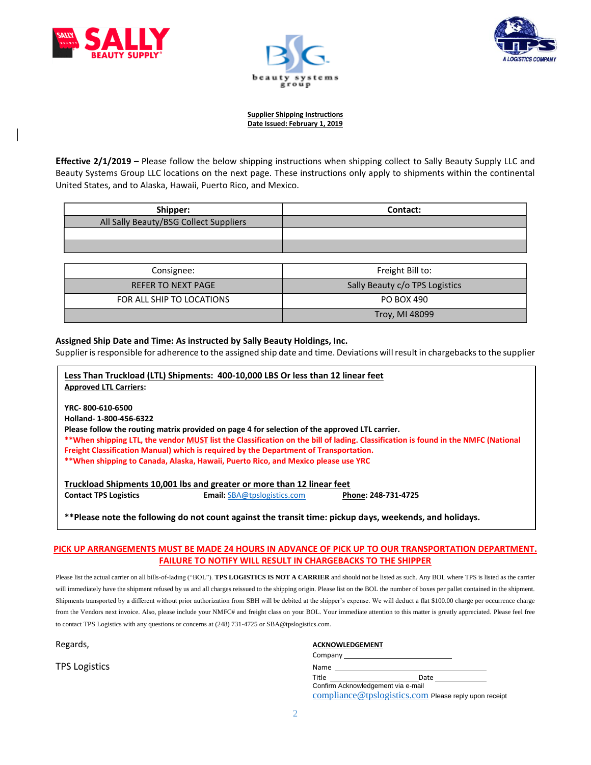**Supplier Shipping Instructions**
**Date Issued: February 1, 2019**

**Effective 2/1/2019 –** Please follow the below shipping instructions when shipping collect to Sally Beauty Supply LLC and Beauty Systems Group LLC locations on the next page. These instructions only apply to shipments within the continental United States, and to Alaska, Hawaii, Puerto Rico, and Mexico.

| Shipper: | Contact: |
|---|---|
| All Sally Beauty/BSG Collect Suppliers | |
| | |
| | |

| Consignee: | Freight Bill to: |
|---|---|
| REFER TO NEXT PAGE | Sally Beauty c/o TPS Logistics |
| FOR ALL SHIP TO LOCATIONS | PO BOX 490 |
| | Troy, MI 48099 |

**Assigned Ship Date and Time: As instructed by Sally Beauty Holdings, Inc.**

Supplier is responsible for adherence to the assigned ship date and time. Deviations will result in chargebacks to the supplier

**Less Than Truckload (LTL) Shipments: 400-10,000 LBS Or less than 12 linear feet**

**Approved LTL Carriers:**

**YRC- 800-610-6500**
**Holland- 1-800-456-6322**
**Please follow the routing matrix provided on page 4 for selection of the approved LTL carrier.**
**\*\*When shipping LTL, the vendor MUST list the Classification on the bill of lading. Classification is found in the NMFC (National Freight Classification Manual) which is required by the Department of Transportation.**
**\*\*When shipping to Canada, Alaska, Hawaii, Puerto Rico, and Mexico please use YRC**

**Truckload Shipments 10,001 lbs and greater or more than 12 linear feet**

**Contact TPS Logistics** **Email:** SBA@tpslogistics.com **Phone: 248-731-4725**

**\*\*Please note the following do not count against the transit time: pickup days, weekends, and holidays.**

**PICK UP ARRANGEMENTS MUST BE MADE 24 HOURS IN ADVANCE OF PICK UP TO OUR TRANSPORTATION DEPARTMENT. FAILURE TO NOTIFY WILL RESULT IN CHARGEBACKS TO THE SHIPPER**

Please list the actual carrier on all bills-of-lading ("BOL"). **TPS LOGISTICS IS NOT A CARRIER** and should not be listed as such. Any BOL where TPS is listed as the carrier will immediately have the shipment refused by us and all charges reissued to the shipping origin. Please list on the BOL the number of boxes per pallet contained in the shipment. Shipments transported by a different without prior authorization from SBH will be debited at the shipper's expense. We will deduct a flat $100.00 charge per occurrence charge from the Vendors next invoice. Also, please include your NMFC# and freight class on your BOL. Your immediate attention to this matter is greatly appreciated. Please feel free to contact TPS Logistics with any questions or concerns at (248) 731-4725 or SBA@tpslogistics.com.

Regards,

TPS Logistics

**ACKNOWLEDGEMENT**

Company ______________________________

Name ______________________________

Title ____________________ Date ____________

Confirm Acknowledgement via e-mail
compliance@tpslogistics.com Please reply upon receipt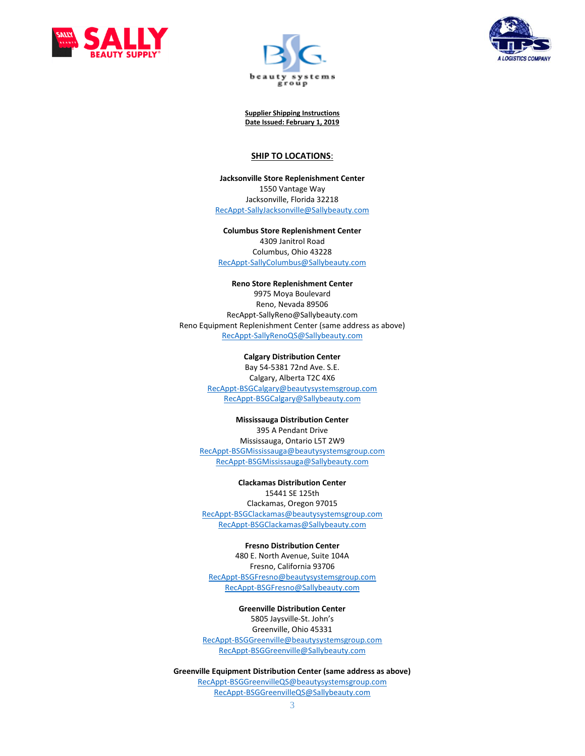**Supplier Shipping Instructions**
**Date Issued: February 1, 2019**

## SHIP TO LOCATIONS:

**Jacksonville Store Replenishment Center**
1550 Vantage Way
Jacksonville, Florida 32218
RecAppt-SallyJacksonville@Sallybeauty.com

**Columbus Store Replenishment Center**
4309 Janitrol Road
Columbus, Ohio 43228
RecAppt-SallyColumbus@Sallybeauty.com

**Reno Store Replenishment Center**
9975 Moya Boulevard
Reno, Nevada 89506
RecAppt-SallyReno@Sallybeauty.com
Reno Equipment Replenishment Center (same address as above)
RecAppt-SallyRenoQS@Sallybeauty.com

**Calgary Distribution Center**
Bay 54-5381 72nd Ave. S.E.
Calgary, Alberta T2C 4X6
RecAppt-BSGCalgary@beautysystemsgroup.com
RecAppt-BSGCalgary@Sallybeauty.com

**Mississauga Distribution Center**
395 A Pendant Drive
Mississauga, Ontario L5T 2W9
RecAppt-BSGMississauga@beautysystemsgroup.com
RecAppt-BSGMississauga@Sallybeauty.com

**Clackamas Distribution Center**
15441 SE 125th
Clackamas, Oregon 97015
RecAppt-BSGClackamas@beautysystemsgroup.com
RecAppt-BSGClackamas@Sallybeauty.com

**Fresno Distribution Center**
480 E. North Avenue, Suite 104A
Fresno, California 93706
RecAppt-BSGFresno@beautysystemsgroup.com
RecAppt-BSGFresno@Sallybeauty.com

**Greenville Distribution Center**
5805 Jaysville-St. John's
Greenville, Ohio 45331
RecAppt-BSGGreenville@beautysystemsgroup.com
RecAppt-BSGGreenville@Sallybeauty.com

**Greenville Equipment Distribution Center (same address as above)**
RecAppt-BSGGreenvilleQS@beautysystemsgroup.com
RecAppt-BSGGreenvilleQS@Sallybeauty.com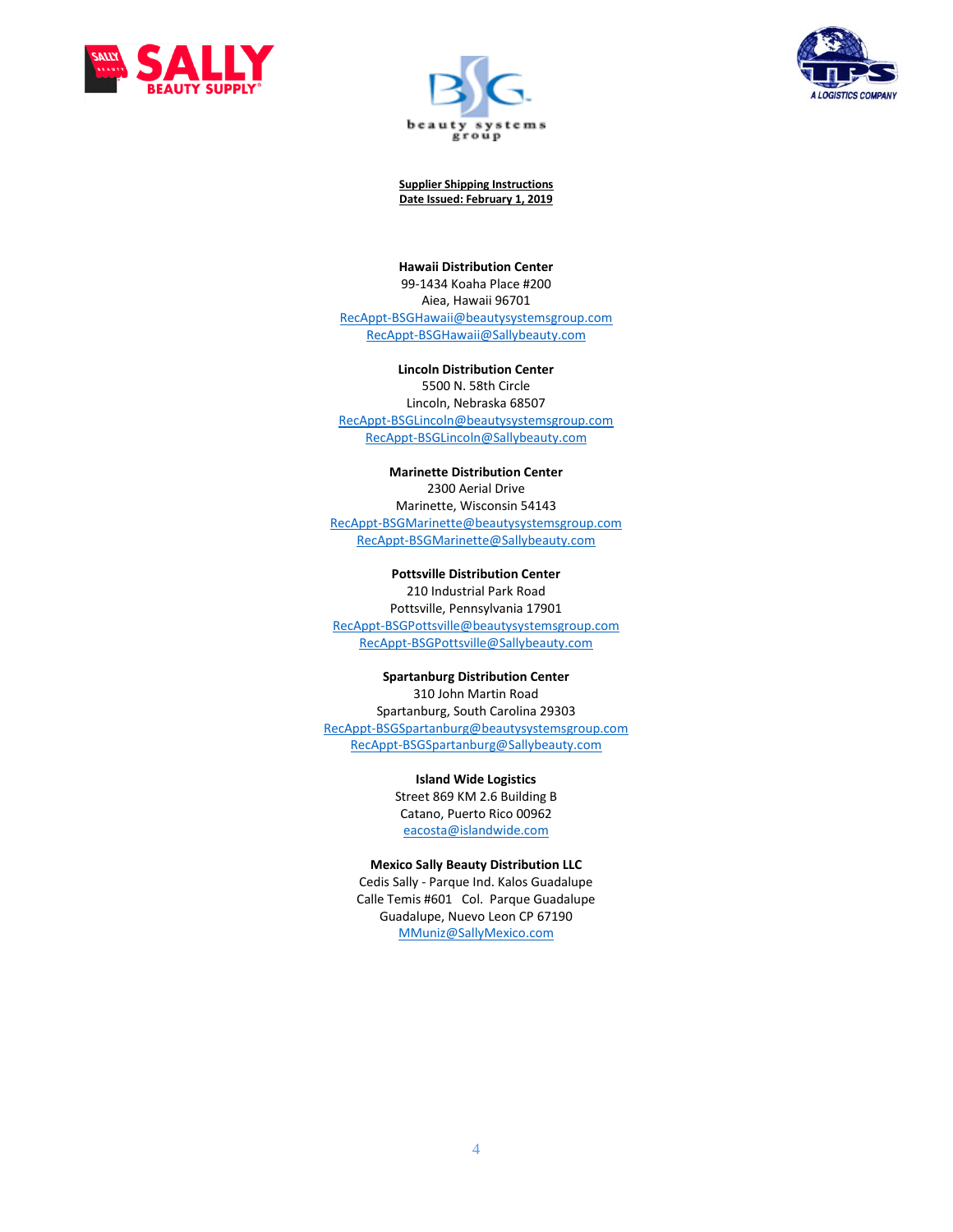**Supplier Shipping Instructions**
**Date Issued: February 1, 2019**

**Hawaii Distribution Center**
99-1434 Koaha Place #200
Aiea, Hawaii 96701
RecAppt-BSGHawaii@beautysystemsgroup.com
RecAppt-BSGHawaii@Sallybeauty.com

**Lincoln Distribution Center**
5500 N. 58th Circle
Lincoln, Nebraska 68507
RecAppt-BSGLincoln@beautysystemsgroup.com
RecAppt-BSGLincoln@Sallybeauty.com

**Marinette Distribution Center**
2300 Aerial Drive
Marinette, Wisconsin 54143
RecAppt-BSGMarinette@beautysystemsgroup.com
RecAppt-BSGMarinette@Sallybeauty.com

**Pottsville Distribution Center**
210 Industrial Park Road
Pottsville, Pennsylvania 17901
RecAppt-BSGPottsville@beautysystemsgroup.com
RecAppt-BSGPottsville@Sallybeauty.com

**Spartanburg Distribution Center**
310 John Martin Road
Spartanburg, South Carolina 29303
RecAppt-BSGSpartanburg@beautysystemsgroup.com
RecAppt-BSGSpartanburg@Sallybeauty.com

**Island Wide Logistics**
Street 869 KM 2.6 Building B
Catano, Puerto Rico 00962
eacosta@islandwide.com

**Mexico Sally Beauty Distribution LLC**
Cedis Sally - Parque Ind. Kalos Guadalupe
Calle Temis #601 Col. Parque Guadalupe
Guadalupe, Nuevo Leon CP 67190
MMuniz@SallyMexico.com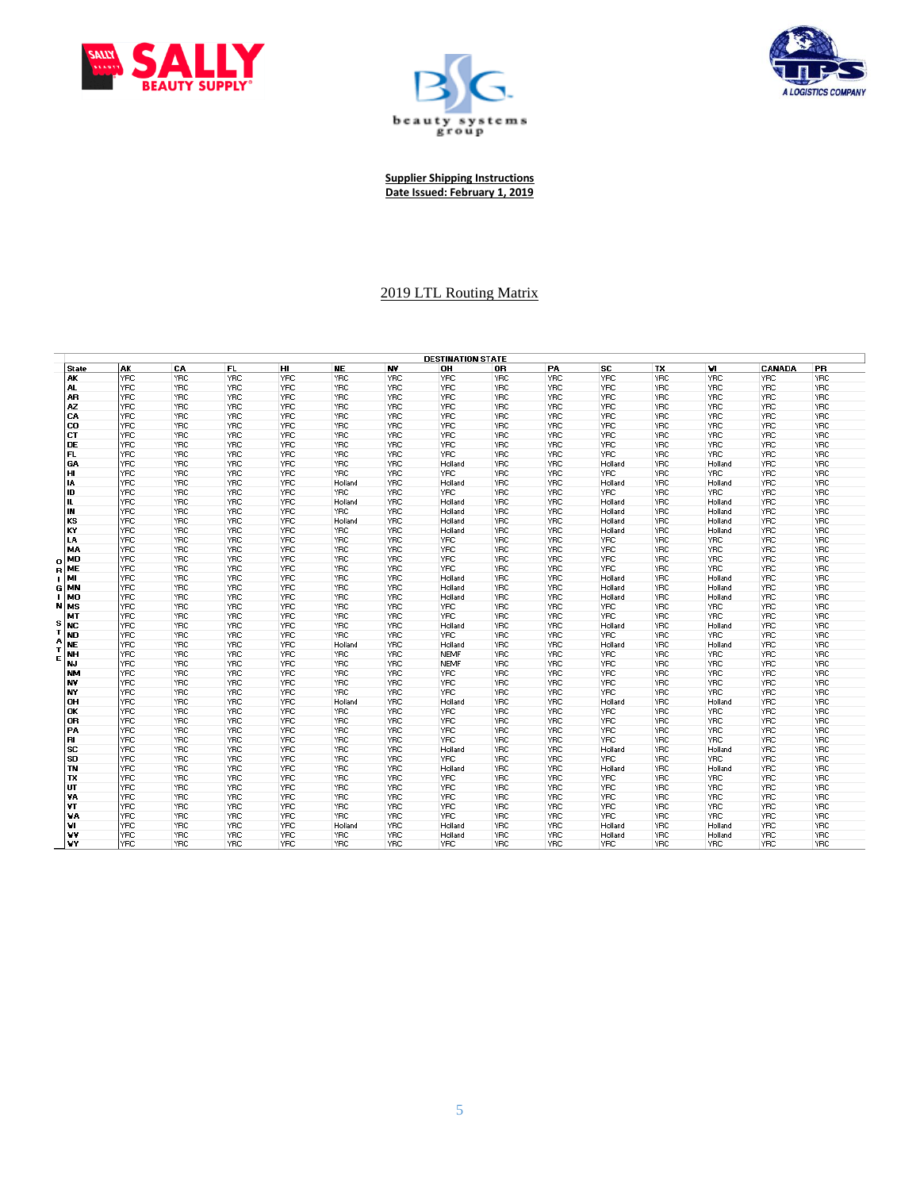**Supplier Shipping Instructions**
**Date Issued: February 1, 2019**

## 2019 LTL Routing Matrix

| | | DESTINATION STATE | | | | | | | | | | | | | |
|---|---|---|---|---|---|---|---|---|---|---|---|---|---|---|---|
| | State | AK | CA | FL | HI | NE | NY | OH | OR | PA | SC | TX | WI | CANADA | PR |
| ORIGIN STATE | AK | YRC | YRC | YRC | YRC | YRC | YRC | YRC | YRC | YRC | YRC | YRC | YRC | YRC | YRC |
| | AL | YRC | YRC | YRC | YRC | YRC | YRC | YRC | YRC | YRC | YRC | YRC | YRC | YRC | YRC |
| | AR | YRC | YRC | YRC | YRC | YRC | YRC | YRC | YRC | YRC | YRC | YRC | YRC | YRC | YRC |
| | AZ | YRC | YRC | YRC | YRC | YRC | YRC | YRC | YRC | YRC | YRC | YRC | YRC | YRC | YRC |
| | CA | YRC | YRC | YRC | YRC | YRC | YRC | YRC | YRC | YRC | YRC | YRC | YRC | YRC | YRC |
| | CO | YRC | YRC | YRC | YRC | YRC | YRC | YRC | YRC | YRC | YRC | YRC | YRC | YRC | YRC |
| | CT | YRC | YRC | YRC | YRC | YRC | YRC | YRC | YRC | YRC | YRC | YRC | YRC | YRC | YRC |
| | DE | YRC | YRC | YRC | YRC | YRC | YRC | YRC | YRC | YRC | YRC | YRC | YRC | YRC | YRC |
| | FL | YRC | YRC | YRC | YRC | YRC | YRC | YRC | YRC | YRC | YRC | YRC | YRC | YRC | YRC |
| | GA | YRC | YRC | YRC | YRC | YRC | YRC | Holland | YRC | YRC | Holland | YRC | Holland | YRC | YRC |
| | HI | YRC | YRC | YRC | YRC | YRC | YRC | YRC | YRC | YRC | YRC | YRC | YRC | YRC | YRC |
| | IA | YRC | YRC | YRC | YRC | Holland | YRC | Holland | YRC | YRC | Holland | YRC | Holland | YRC | YRC |
| | ID | YRC | YRC | YRC | YRC | YRC | YRC | YRC | YRC | YRC | YRC | YRC | YRC | YRC | YRC |
| | IL | YRC | YRC | YRC | YRC | Holland | YRC | Holland | YRC | YRC | Holland | YRC | Holland | YRC | YRC |
| | IN | YRC | YRC | YRC | YRC | YRC | YRC | Holland | YRC | YRC | Holland | YRC | Holland | YRC | YRC |
| | KS | YRC | YRC | YRC | YRC | Holland | YRC | Holland | YRC | YRC | Holland | YRC | Holland | YRC | YRC |
| | KY | YRC | YRC | YRC | YRC | YRC | YRC | Holland | YRC | YRC | Holland | YRC | Holland | YRC | YRC |
| | LA | YRC | YRC | YRC | YRC | YRC | YRC | YRC | YRC | YRC | YRC | YRC | YRC | YRC | YRC |
| | MA | YRC | YRC | YRC | YRC | YRC | YRC | YRC | YRC | YRC | YRC | YRC | YRC | YRC | YRC |
| | MD | YRC | YRC | YRC | YRC | YRC | YRC | YRC | YRC | YRC | YRC | YRC | YRC | YRC | YRC |
| | ME | YRC | YRC | YRC | YRC | YRC | YRC | YRC | YRC | YRC | YRC | YRC | YRC | YRC | YRC |
| | MI | YRC | YRC | YRC | YRC | YRC | YRC | Holland | YRC | YRC | Holland | YRC | Holland | YRC | YRC |
| | MN | YRC | YRC | YRC | YRC | YRC | YRC | Holland | YRC | YRC | Holland | YRC | Holland | YRC | YRC |
| | MO | YRC | YRC | YRC | YRC | YRC | YRC | Holland | YRC | YRC | Holland | YRC | Holland | YRC | YRC |
| | MS | YRC | YRC | YRC | YRC | YRC | YRC | YRC | YRC | YRC | YRC | YRC | YRC | YRC | YRC |
| | MT | YRC | YRC | YRC | YRC | YRC | YRC | YRC | YRC | YRC | YRC | YRC | YRC | YRC | YRC |
| | NC | YRC | YRC | YRC | YRC | YRC | YRC | Holland | YRC | YRC | Holland | YRC | Holland | YRC | YRC |
| | ND | YRC | YRC | YRC | YRC | YRC | YRC | YRC | YRC | YRC | YRC | YRC | YRC | YRC | YRC |
| | NE | YRC | YRC | YRC | YRC | Holland | YRC | Holland | YRC | YRC | Holland | YRC | Holland | YRC | YRC |
| | NH | YRC | YRC | YRC | YRC | YRC | YRC | NEMF | YRC | YRC | YRC | YRC | YRC | YRC | YRC |
| | NJ | YRC | YRC | YRC | YRC | YRC | YRC | NEMF | YRC | YRC | YRC | YRC | YRC | YRC | YRC |
| | NM | YRC | YRC | YRC | YRC | YRC | YRC | YRC | YRC | YRC | YRC | YRC | YRC | YRC | YRC |
| | NV | YRC | YRC | YRC | YRC | YRC | YRC | YRC | YRC | YRC | YRC | YRC | YRC | YRC | YRC |
| | NY | YRC | YRC | YRC | YRC | YRC | YRC | YRC | YRC | YRC | YRC | YRC | YRC | YRC | YRC |
| | OH | YRC | YRC | YRC | YRC | Holland | YRC | Holland | YRC | YRC | Holland | YRC | Holland | YRC | YRC |
| | OK | YRC | YRC | YRC | YRC | YRC | YRC | YRC | YRC | YRC | YRC | YRC | YRC | YRC | YRC |
| | OR | YRC | YRC | YRC | YRC | YRC | YRC | YRC | YRC | YRC | YRC | YRC | YRC | YRC | YRC |
| | PA | YRC | YRC | YRC | YRC | YRC | YRC | YRC | YRC | YRC | YRC | YRC | YRC | YRC | YRC |
| | RI | YRC | YRC | YRC | YRC | YRC | YRC | YRC | YRC | YRC | YRC | YRC | YRC | YRC | YRC |
| | SC | YRC | YRC | YRC | YRC | YRC | YRC | Holland | YRC | YRC | Holland | YRC | Holland | YRC | YRC |
| | SD | YRC | YRC | YRC | YRC | YRC | YRC | YRC | YRC | YRC | YRC | YRC | YRC | YRC | YRC |
| | TN | YRC | YRC | YRC | YRC | YRC | YRC | Holland | YRC | YRC | Holland | YRC | Holland | YRC | YRC |
| | TX | YRC | YRC | YRC | YRC | YRC | YRC | YRC | YRC | YRC | YRC | YRC | YRC | YRC | YRC |
| | UT | YRC | YRC | YRC | YRC | YRC | YRC | YRC | YRC | YRC | YRC | YRC | YRC | YRC | YRC |
| | VA | YRC | YRC | YRC | YRC | YRC | YRC | YRC | YRC | YRC | YRC | YRC | YRC | YRC | YRC |
| | VT | YRC | YRC | YRC | YRC | YRC | YRC | YRC | YRC | YRC | YRC | YRC | YRC | YRC | YRC |
| | WA | YRC | YRC | YRC | YRC | YRC | YRC | YRC | YRC | YRC | YRC | YRC | YRC | YRC | YRC |
| | WI | YRC | YRC | YRC | YRC | Holland | YRC | Holland | YRC | YRC | Holland | YRC | Holland | YRC | YRC |
| | WV | YRC | YRC | YRC | YRC | YRC | YRC | Holland | YRC | YRC | Holland | YRC | Holland | YRC | YRC |
| | WY | YRC | YRC | YRC | YRC | YRC | YRC | YRC | YRC | YRC | YRC | YRC | YRC | YRC | YRC |